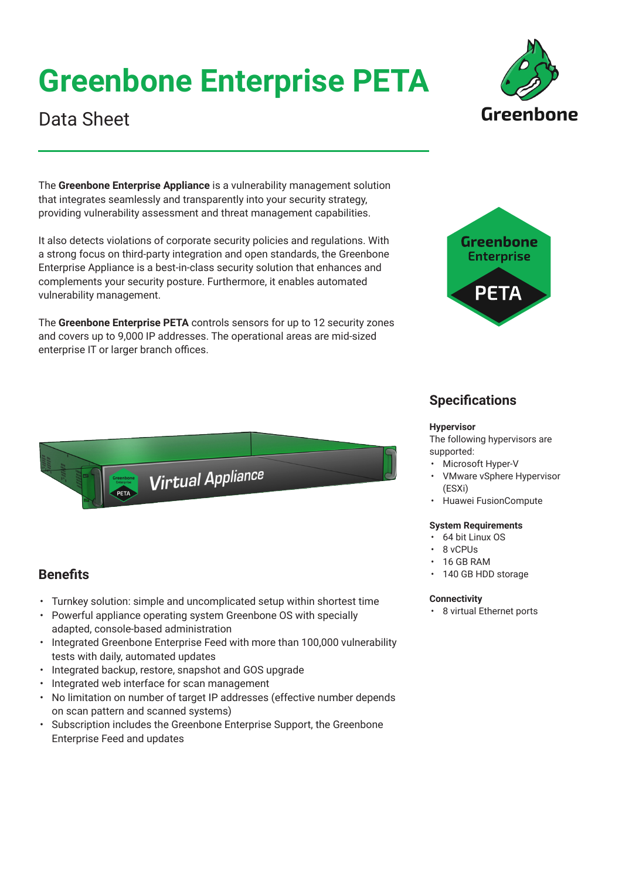# Greenbone Enterprise PETA

Data Sheet

The **Greenbone Enterprise Appliance** is a vulnerability management solution that integrates seamlessly and transparently into your security strategy, providing vulnerability assessment and threat management capabilities.

It also detects violations of corporate security policies and regulations. With a strong focus on third-party integration and open standards, the Greenbone Enterprise Appliance is a best-in-class security solution that enhances and complements your security posture. Furthermore, it enables automated vulnerability management.

The **Greenbone Enterprise PETA** controls sensors for up to 12 security zones and covers up to 9,000 IP addresses. The operational areas are mid-sized enterprise IT or larger branch offices.

## Benefits

- Turnkey solution: simple and uncomplicated setup within shortest time
- Powerful appliance operating system Greenbone OS with specially adapted, console-based administration
- Integrated Greenbone Enterprise Feed with more than 100,000 vulnerability tests with daily, automated updates
- Integrated backup, restore, snapshot and GOS upgrade
- Integrated web interface for scan management
- No limitation on number of target IP addresses (effective number depends on scan pattern and scanned systems)
- Subscription includes the Greenbone Enterprise Support, the Greenbone Enterprise Feed and updates

## Specifications

**Hypervisor**

The following hypervisors are supported:

- Microsoft Hyper-V
- VMware vSphere Hypervisor (ESXi)
- Huawei FusionCompute

**System Requirements**

- 64 bit Linux OS
- 8 vCPUs
- 16 GB RAM
- 140 GB HDD storage

**Connectivity**

- 8 virtual Ethernet ports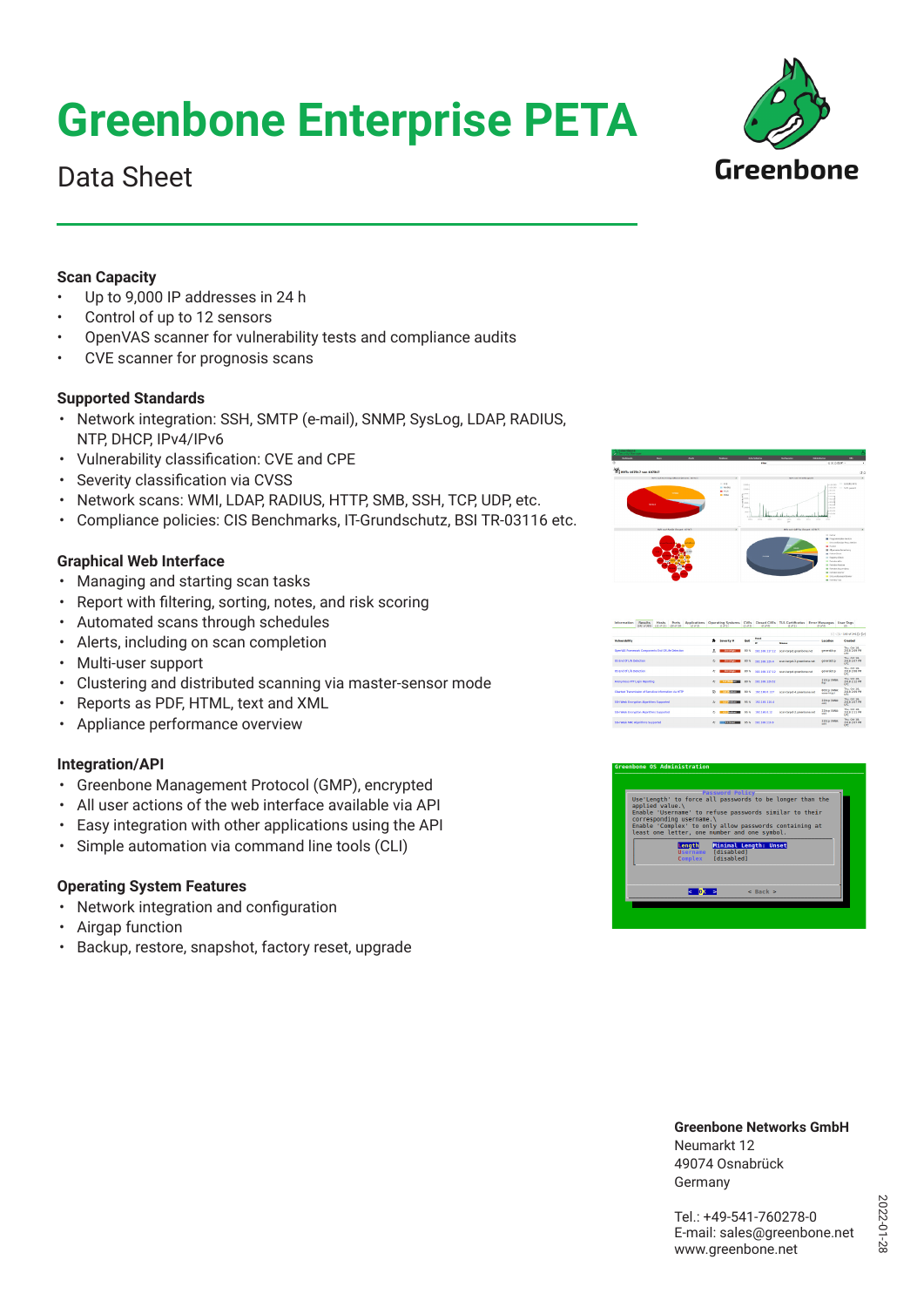# Greenbone Enterprise PETA

## Data Sheet

Greenbone

### Scan Capacity

- Up to 9,000 IP addresses in 24 h
- Control of up to 12 sensors
- OpenVAS scanner for vulnerability tests and compliance audits
- CVE scanner for prognosis scans

### Supported Standards

- Network integration: SSH, SMTP (e-mail), SNMP, SysLog, LDAP, RADIUS, NTP, DHCP, IPv4/IPv6
- Vulnerability classification: CVE and CPE
- Severity classification via CVSS
- Network scans: WMI, LDAP, RADIUS, HTTP, SMB, SSH, TCP, UDP, etc.
- Compliance policies: CIS Benchmarks, IT-Grundschutz, BSI TR-03116 etc.

### Graphical Web Interface

- Managing and starting scan tasks
- Report with filtering, sorting, notes, and risk scoring
- Automated scans through schedules
- Alerts, including on scan completion
- Multi-user support
- Clustering and distributed scanning via master-sensor mode
- Reports as PDF, HTML, text and XML
- Appliance performance overview

### Integration/API

- Greenbone Management Protocol (GMP), encrypted
- All user actions of the web interface available via API
- Easy integration with other applications using the API
- Simple automation via command line tools (CLI)

### Operating System Features

- Network integration and configuration
- Airgap function
- Backup, restore, snapshot, factory reset, upgrade

**Greenbone Networks GmbH**
Neumarkt 12
49074 Osnabrück
Germany

Tel.: +49-541-760278-0
E-mail: sales@greenbone.net
www.greenbone.net

2022-01-28